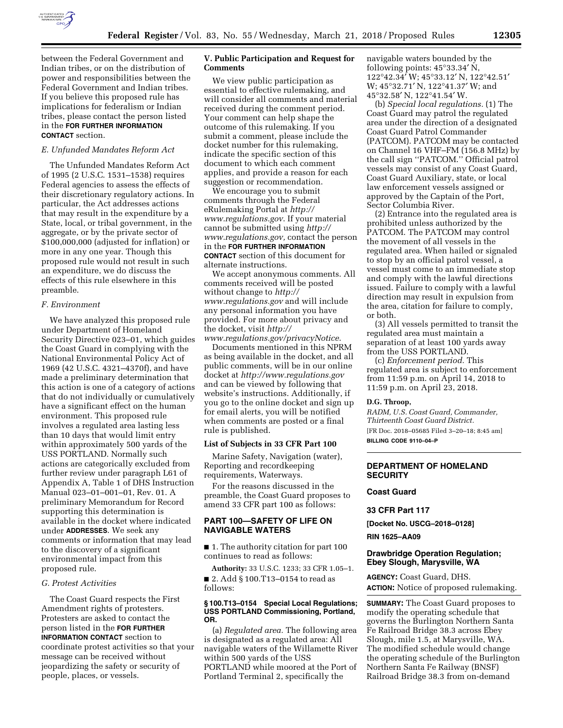between the Federal Government and Indian tribes, or on the distribution of power and responsibilities between the Federal Government and Indian tribes. If you believe this proposed rule has implications for federalism or Indian tribes, please contact the person listed in the **FOR FURTHER INFORMATION CONTACT** section.

*E. Unfunded Mandates Reform Act*

The Unfunded Mandates Reform Act of 1995 (2 U.S.C. 1531–1538) requires Federal agencies to assess the effects of their discretionary regulatory actions. In particular, the Act addresses actions that may result in the expenditure by a State, local, or tribal government, in the aggregate, or by the private sector of $100,000,000 (adjusted for inflation) or more in any one year. Though this proposed rule would not result in such an expenditure, we do discuss the effects of this rule elsewhere in this preamble.

*F. Environment*

We have analyzed this proposed rule under Department of Homeland Security Directive 023–01, which guides the Coast Guard in complying with the National Environmental Policy Act of 1969 (42 U.S.C. 4321–4370f), and have made a preliminary determination that this action is one of a category of actions that do not individually or cumulatively have a significant effect on the human environment. This proposed rule involves a regulated area lasting less than 10 days that would limit entry within approximately 500 yards of the USS PORTLAND. Normally such actions are categorically excluded from further review under paragraph L61 of Appendix A, Table 1 of DHS Instruction Manual 023–01–001–01, Rev. 01. A preliminary Memorandum for Record supporting this determination is available in the docket where indicated under **ADDRESSES**. We seek any comments or information that may lead to the discovery of a significant environmental impact from this proposed rule.

*G. Protest Activities*

The Coast Guard respects the First Amendment rights of protesters. Protesters are asked to contact the person listed in the **FOR FURTHER INFORMATION CONTACT** section to coordinate protest activities so that your message can be received without jeopardizing the safety or security of people, places, or vessels.

**V. Public Participation and Request for Comments**

We view public participation as essential to effective rulemaking, and will consider all comments and material received during the comment period. Your comment can help shape the outcome of this rulemaking. If you submit a comment, please include the docket number for this rulemaking, indicate the specific section of this document to which each comment applies, and provide a reason for each suggestion or recommendation.

We encourage you to submit comments through the Federal eRulemaking Portal at *http://www.regulations.gov*. If your material cannot be submitted using *http://www.regulations.gov,* contact the person in the **FOR FURTHER INFORMATION CONTACT** section of this document for alternate instructions.

We accept anonymous comments. All comments received will be posted without change to *http://www.regulations.gov* and will include any personal information you have provided. For more about privacy and the docket, visit *http://www.regulations.gov/privacyNotice*.

Documents mentioned in this NPRM as being available in the docket, and all public comments, will be in our online docket at *http://www.regulations.gov* and can be viewed by following that website's instructions. Additionally, if you go to the online docket and sign up for email alerts, you will be notified when comments are posted or a final rule is published.

**List of Subjects in 33 CFR Part 100**

Marine Safety, Navigation (water), Reporting and recordkeeping requirements, Waterways.

For the reasons discussed in the preamble, the Coast Guard proposes to amend 33 CFR part 100 as follows:

**PART 100—SAFETY OF LIFE ON NAVIGABLE WATERS**

■ 1. The authority citation for part 100 continues to read as follows:

**Authority:** 33 U.S.C. 1233; 33 CFR 1.05–1.

■ 2. Add § 100.T13–0154 to read as follows:

**§ 100.T13–0154 Special Local Regulations; USS PORTLAND Commissioning, Portland, OR.**

(a) *Regulated area.* The following area is designated as a regulated area: All navigable waters of the Willamette River within 500 yards of the USS PORTLAND while moored at the Port of Portland Terminal 2, specifically the navigable waters bounded by the following points: 45°33.34′ N, 122°42.34′ W; 45°33.12′ N, 122°42.51′ W; 45°32.71′ N, 122°41.37′ W; and 45°32.58′ N, 122°41.54′ W.

(b) *Special local regulations.* (1) The Coast Guard may patrol the regulated area under the direction of a designated Coast Guard Patrol Commander (PATCOM). PATCOM may be contacted on Channel 16 VHF–FM (156.8 MHz) by the call sign ''PATCOM.'' Official patrol vessels may consist of any Coast Guard, Coast Guard Auxiliary, state, or local law enforcement vessels assigned or approved by the Captain of the Port, Sector Columbia River.

(2) Entrance into the regulated area is prohibited unless authorized by the PATCOM. The PATCOM may control the movement of all vessels in the regulated area. When hailed or signaled to stop by an official patrol vessel, a vessel must come to an immediate stop and comply with the lawful directions issued. Failure to comply with a lawful direction may result in expulsion from the area, citation for failure to comply, or both.

(3) All vessels permitted to transit the regulated area must maintain a separation of at least 100 yards away from the USS PORTLAND.

(c) *Enforcement period.* This regulated area is subject to enforcement from 11:59 p.m. on April 14, 2018 to 11:59 p.m. on April 23, 2018.

**D.G. Throop,**

*RADM, U.S. Coast Guard, Commander, Thirteenth Coast Guard District.*

[FR Doc. 2018–05685 Filed 3–20–18; 8:45 am]

**BILLING CODE 9110–04–P**

---

**DEPARTMENT OF HOMELAND SECURITY**

**Coast Guard**

**33 CFR Part 117**

**[Docket No. USCG–2018–0128]**

**RIN 1625–AA09**

**Drawbridge Operation Regulation; Ebey Slough, Marysville, WA**

**AGENCY:** Coast Guard, DHS.

**ACTION:** Notice of proposed rulemaking.

**SUMMARY:** The Coast Guard proposes to modify the operating schedule that governs the Burlington Northern Santa Fe Railroad Bridge 38.3 across Ebey Slough, mile 1.5, at Marysville, WA. The modified schedule would change the operating schedule of the Burlington Northern Santa Fe Railway (BNSF) Railroad Bridge 38.3 from on-demand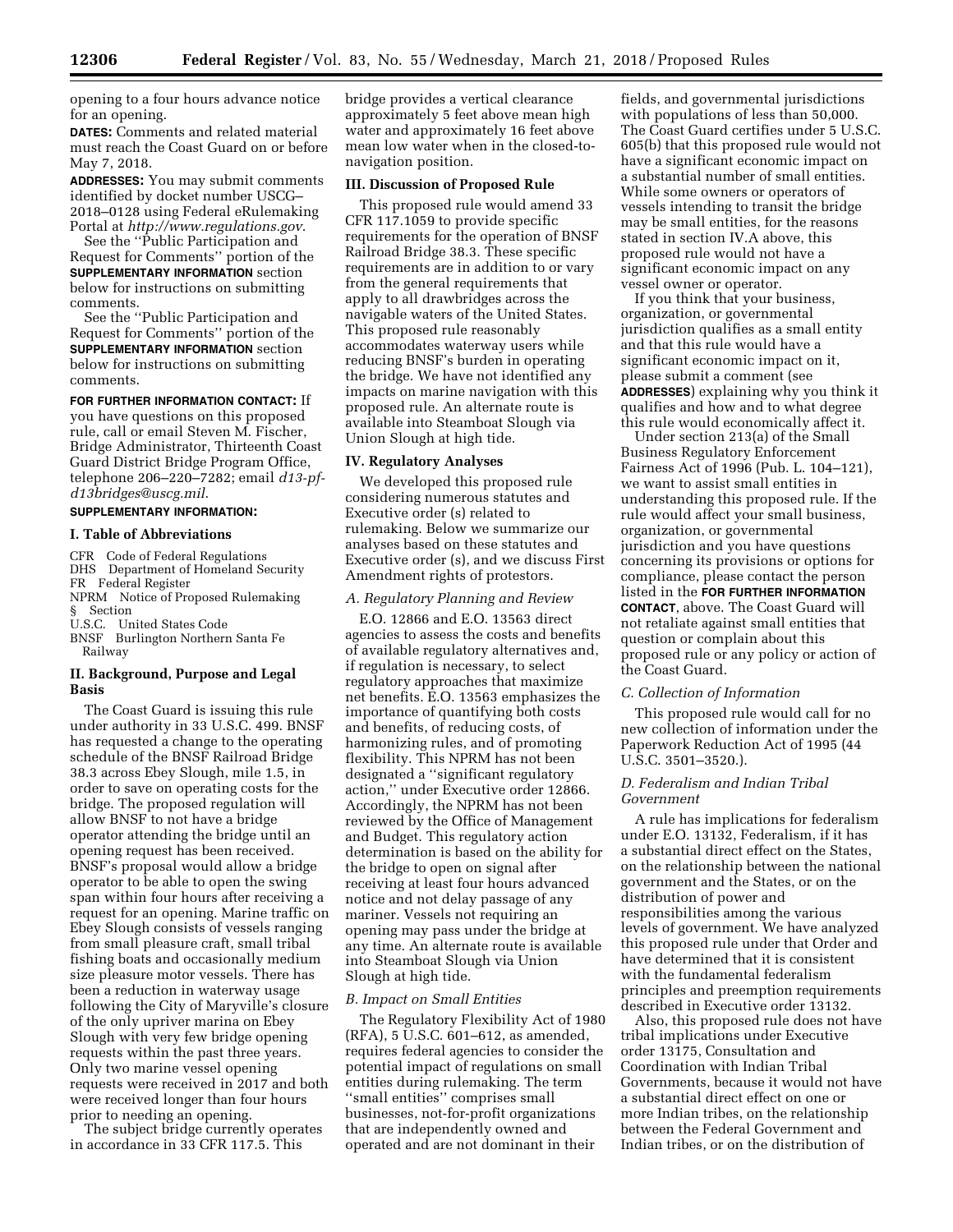opening to a four hours advance notice for an opening.

**DATES:** Comments and related material must reach the Coast Guard on or before May 7, 2018.

**ADDRESSES:** You may submit comments identified by docket number USCG–2018–0128 using Federal eRulemaking Portal at *http://www.regulations.gov*.

See the ''Public Participation and Request for Comments'' portion of the **SUPPLEMENTARY INFORMATION** section below for instructions on submitting comments.

See the ''Public Participation and Request for Comments'' portion of the **SUPPLEMENTARY INFORMATION** section below for instructions on submitting comments.

**FOR FURTHER INFORMATION CONTACT:** If you have questions on this proposed rule, call or email Steven M. Fischer, Bridge Administrator, Thirteenth Coast Guard District Bridge Program Office, telephone 206–220–7282; email *d13-pf-d13bridges@uscg.mil*.

**SUPPLEMENTARY INFORMATION:**

## I. Table of Abbreviations

CFR Code of Federal Regulations
DHS Department of Homeland Security
FR Federal Register
NPRM Notice of Proposed Rulemaking
§ Section
U.S.C. United States Code
BNSF Burlington Northern Santa Fe Railway

## II. Background, Purpose and Legal Basis

The Coast Guard is issuing this rule under authority in 33 U.S.C. 499. BNSF has requested a change to the operating schedule of the BNSF Railroad Bridge 38.3 across Ebey Slough, mile 1.5, in order to save on operating costs for the bridge. The proposed regulation will allow BNSF to not have a bridge operator attending the bridge until an opening request has been received. BNSF's proposal would allow a bridge operator to be able to open the swing span within four hours after receiving a request for an opening. Marine traffic on Ebey Slough consists of vessels ranging from small pleasure craft, small tribal fishing boats and occasionally medium size pleasure motor vessels. There has been a reduction in waterway usage following the City of Maryville's closure of the only upriver marina on Ebey Slough with very few bridge opening requests within the past three years. Only two marine vessel opening requests were received in 2017 and both were received longer than four hours prior to needing an opening.

The subject bridge currently operates in accordance in 33 CFR 117.5. This bridge provides a vertical clearance approximately 5 feet above mean high water and approximately 16 feet above mean low water when in the closed-to-navigation position.

## III. Discussion of Proposed Rule

This proposed rule would amend 33 CFR 117.1059 to provide specific requirements for the operation of BNSF Railroad Bridge 38.3. These specific requirements are in addition to or vary from the general requirements that apply to all drawbridges across the navigable waters of the United States. This proposed rule reasonably accommodates waterway users while reducing BNSF's burden in operating the bridge. We have not identified any impacts on marine navigation with this proposed rule. An alternate route is available into Steamboat Slough via Union Slough at high tide.

## IV. Regulatory Analyses

We developed this proposed rule considering numerous statutes and Executive order (s) related to rulemaking. Below we summarize our analyses based on these statutes and Executive order (s), and we discuss First Amendment rights of protestors.

### *A. Regulatory Planning and Review*

E.O. 12866 and E.O. 13563 direct agencies to assess the costs and benefits of available regulatory alternatives and, if regulation is necessary, to select regulatory approaches that maximize net benefits. E.O. 13563 emphasizes the importance of quantifying both costs and benefits, of reducing costs, of harmonizing rules, and of promoting flexibility. This NPRM has not been designated a ''significant regulatory action,'' under Executive order 12866. Accordingly, the NPRM has not been reviewed by the Office of Management and Budget. This regulatory action determination is based on the ability for the bridge to open on signal after receiving at least four hours advanced notice and not delay passage of any mariner. Vessels not requiring an opening may pass under the bridge at any time. An alternate route is available into Steamboat Slough via Union Slough at high tide.

### *B. Impact on Small Entities*

The Regulatory Flexibility Act of 1980 (RFA), 5 U.S.C. 601–612, as amended, requires federal agencies to consider the potential impact of regulations on small entities during rulemaking. The term ''small entities'' comprises small businesses, not-for-profit organizations that are independently owned and operated and are not dominant in their fields, and governmental jurisdictions with populations of less than 50,000. The Coast Guard certifies under 5 U.S.C. 605(b) that this proposed rule would not have a significant economic impact on a substantial number of small entities. While some owners or operators of vessels intending to transit the bridge may be small entities, for the reasons stated in section IV.A above, this proposed rule would not have a significant economic impact on any vessel owner or operator.

If you think that your business, organization, or governmental jurisdiction qualifies as a small entity and that this rule would have a significant economic impact on it, please submit a comment (see **ADDRESSES**) explaining why you think it qualifies and how and to what degree this rule would economically affect it.

Under section 213(a) of the Small Business Regulatory Enforcement Fairness Act of 1996 (Pub. L. 104–121), we want to assist small entities in understanding this proposed rule. If the rule would affect your small business, organization, or governmental jurisdiction and you have questions concerning its provisions or options for compliance, please contact the person listed in the **FOR FURTHER INFORMATION CONTACT**, above. The Coast Guard will not retaliate against small entities that question or complain about this proposed rule or any policy or action of the Coast Guard.

### *C. Collection of Information*

This proposed rule would call for no new collection of information under the Paperwork Reduction Act of 1995 (44 U.S.C. 3501–3520.).

### *D. Federalism and Indian Tribal Government*

A rule has implications for federalism under E.O. 13132, Federalism, if it has a substantial direct effect on the States, on the relationship between the national government and the States, or on the distribution of power and responsibilities among the various levels of government. We have analyzed this proposed rule under that Order and have determined that it is consistent with the fundamental federalism principles and preemption requirements described in Executive order 13132.

Also, this proposed rule does not have tribal implications under Executive order 13175, Consultation and Coordination with Indian Tribal Governments, because it would not have a substantial direct effect on one or more Indian tribes, on the relationship between the Federal Government and Indian tribes, or on the distribution of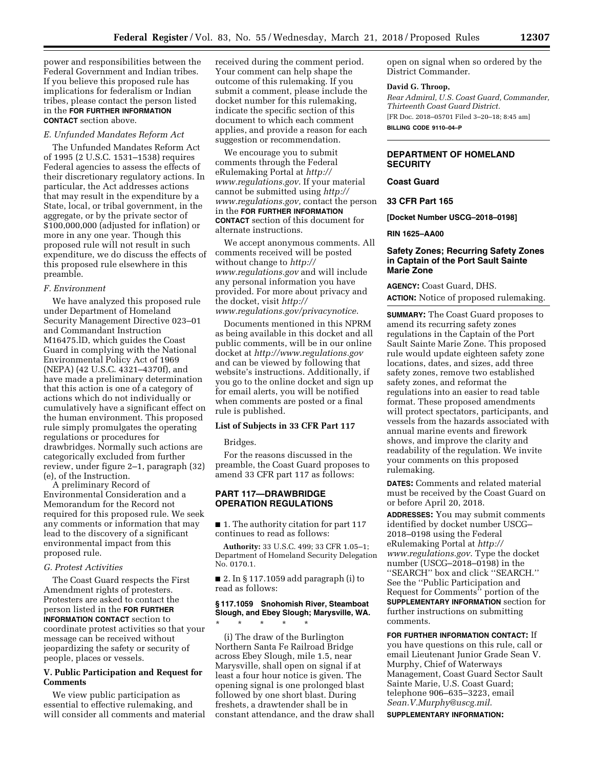power and responsibilities between the Federal Government and Indian tribes. If you believe this proposed rule has implications for federalism or Indian tribes, please contact the person listed in the **FOR FURTHER INFORMATION CONTACT** section above.

### *E. Unfunded Mandates Reform Act*

The Unfunded Mandates Reform Act of 1995 (2 U.S.C. 1531–1538) requires Federal agencies to assess the effects of their discretionary regulatory actions. In particular, the Act addresses actions that may result in the expenditure by a State, local, or tribal government, in the aggregate, or by the private sector of $100,000,000 (adjusted for inflation) or more in any one year. Though this proposed rule will not result in such expenditure, we do discuss the effects of this proposed rule elsewhere in this preamble.

### *F. Environment*

We have analyzed this proposed rule under Department of Homeland Security Management Directive 023–01 and Commandant Instruction M16475.lD, which guides the Coast Guard in complying with the National Environmental Policy Act of 1969 (NEPA) (42 U.S.C. 4321–4370f), and have made a preliminary determination that this action is one of a category of actions which do not individually or cumulatively have a significant effect on the human environment. This proposed rule simply promulgates the operating regulations or procedures for drawbridges. Normally such actions are categorically excluded from further review, under figure 2–1, paragraph (32)(e), of the Instruction.

A preliminary Record of Environmental Consideration and a Memorandum for the Record not required for this proposed rule. We seek any comments or information that may lead to the discovery of a significant environmental impact from this proposed rule.

### *G. Protest Activities*

The Coast Guard respects the First Amendment rights of protesters. Protesters are asked to contact the person listed in the **FOR FURTHER INFORMATION CONTACT** section to coordinate protest activities so that your message can be received without jeopardizing the safety or security of people, places or vessels.

## V. Public Participation and Request for Comments

We view public participation as essential to effective rulemaking, and will consider all comments and material received during the comment period. Your comment can help shape the outcome of this rulemaking. If you submit a comment, please include the docket number for this rulemaking, indicate the specific section of this document to which each comment applies, and provide a reason for each suggestion or recommendation.

We encourage you to submit comments through the Federal eRulemaking Portal at *http://www.regulations.gov*. If your material cannot be submitted using *http://www.regulations.gov,* contact the person in the **FOR FURTHER INFORMATION CONTACT** section of this document for alternate instructions.

We accept anonymous comments. All comments received will be posted without change to *http://www.regulations.gov* and will include any personal information you have provided. For more about privacy and the docket, visit *http://www.regulations.gov/privacynotice*.

Documents mentioned in this NPRM as being available in this docket and all public comments, will be in our online docket at *http://www.regulations.gov* and can be viewed by following that website's instructions. Additionally, if you go to the online docket and sign up for email alerts, you will be notified when comments are posted or a final rule is published.

## List of Subjects in 33 CFR Part 117

Bridges.

For the reasons discussed in the preamble, the Coast Guard proposes to amend 33 CFR part 117 as follows:

## PART 117—DRAWBRIDGE OPERATION REGULATIONS

■ 1. The authority citation for part 117 continues to read as follows:

**Authority:** 33 U.S.C. 499; 33 CFR 1.05–1; Department of Homeland Security Delegation No. 0170.1.

■ 2. In § 117.1059 add paragraph (i) to read as follows:

### § 117.1059 Snohomish River, Steamboat Slough, and Ebey Slough; Marysville, WA.

\* \* \* \* \*

(i) The draw of the Burlington Northern Santa Fe Railroad Bridge across Ebey Slough, mile 1.5, near Marysville, shall open on signal if at least a four hour notice is given. The opening signal is one prolonged blast followed by one short blast. During freshets, a drawtender shall be in constant attendance, and the draw shall open on signal when so ordered by the District Commander.

**David G. Throop,**

*Rear Admiral, U.S. Coast Guard, Commander, Thirteenth Coast Guard District.*

[FR Doc. 2018–05701 Filed 3–20–18; 8:45 am]

**BILLING CODE 9110–04–P**

---

# DEPARTMENT OF HOMELAND SECURITY

## Coast Guard

## 33 CFR Part 165

**[Docket Number USCG–2018–0198]**

**RIN 1625–AA00**

## Safety Zones; Recurring Safety Zones in Captain of the Port Sault Sainte Marie Zone

**AGENCY:** Coast Guard, DHS.

**ACTION:** Notice of proposed rulemaking.

**SUMMARY:** The Coast Guard proposes to amend its recurring safety zones regulations in the Captain of the Port Sault Sainte Marie Zone. This proposed rule would update eighteen safety zone locations, dates, and sizes, add three safety zones, remove two established safety zones, and reformat the regulations into an easier to read table format. These proposed amendments will protect spectators, participants, and vessels from the hazards associated with annual marine events and firework shows, and improve the clarity and readability of the regulation. We invite your comments on this proposed rulemaking.

**DATES:** Comments and related material must be received by the Coast Guard on or before April 20, 2018.

**ADDRESSES:** You may submit comments identified by docket number USCG–2018–0198 using the Federal eRulemaking Portal at *http://www.regulations.gov*. Type the docket number (USCG–2018–0198) in the ''SEARCH'' box and click ''SEARCH.'' See the ''Public Participation and Request for Comments'' portion of the **SUPPLEMENTARY INFORMATION** section for further instructions on submitting comments.

**FOR FURTHER INFORMATION CONTACT:** If you have questions on this rule, call or email Lieutenant Junior Grade Sean V. Murphy, Chief of Waterways Management, Coast Guard Sector Sault Sainte Marie, U.S. Coast Guard; telephone 906–635–3223, email *Sean.V.Murphy@uscg.mil*.

**SUPPLEMENTARY INFORMATION:**